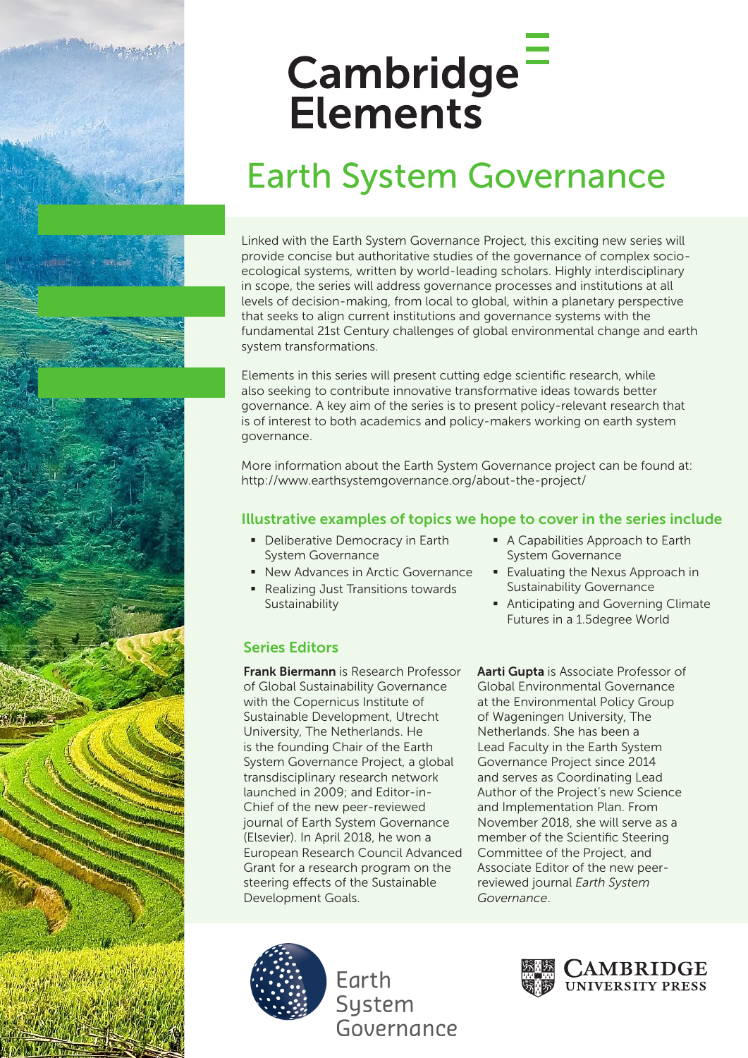# Cambridge Elements

## Earth System Governance

Linked with the Earth System Governance Project, this exciting new series will provide concise but authoritative studies of the governance of complex socio-ecological systems, written by world-leading scholars. Highly interdisciplinary in scope, the series will address governance processes and institutions at all levels of decision-making, from local to global, within a planetary perspective that seeks to align current institutions and governance systems with the fundamental 21st Century challenges of global environmental change and earth system transformations.

Elements in this series will present cutting edge scientific research, while also seeking to contribute innovative transformative ideas towards better governance. A key aim of the series is to present policy-relevant research that is of interest to both academics and policy-makers working on earth system governance.

More information about the Earth System Governance project can be found at: http://www.earthsystemgovernance.org/about-the-project/

### Illustrative examples of topics we hope to cover in the series include

- Deliberative Democracy in Earth System Governance
- New Advances in Arctic Governance
- Realizing Just Transitions towards Sustainability
- A Capabilities Approach to Earth System Governance
- Evaluating the Nexus Approach in Sustainability Governance
- Anticipating and Governing Climate Futures in a 1.5degree World

### Series Editors

**Frank Biermann** is Research Professor of Global Sustainability Governance with the Copernicus Institute of Sustainable Development, Utrecht University, The Netherlands. He is the founding Chair of the Earth System Governance Project, a global transdisciplinary research network launched in 2009; and Editor-in-Chief of the new peer-reviewed journal of Earth System Governance (Elsevier). In April 2018, he won a European Research Council Advanced Grant for a research program on the steering effects of the Sustainable Development Goals.

**Aarti Gupta** is Associate Professor of Global Environmental Governance at the Environmental Policy Group of Wageningen University, The Netherlands. She has been a Lead Faculty in the Earth System Governance Project since 2014 and serves as Coordinating Lead Author of the Project's new Science and Implementation Plan. From November 2018, she will serve as a member of the Scientific Steering Committee of the Project, and Associate Editor of the new peer-reviewed journal *Earth System Governance*.

Earth System Governance

Cambridge University Press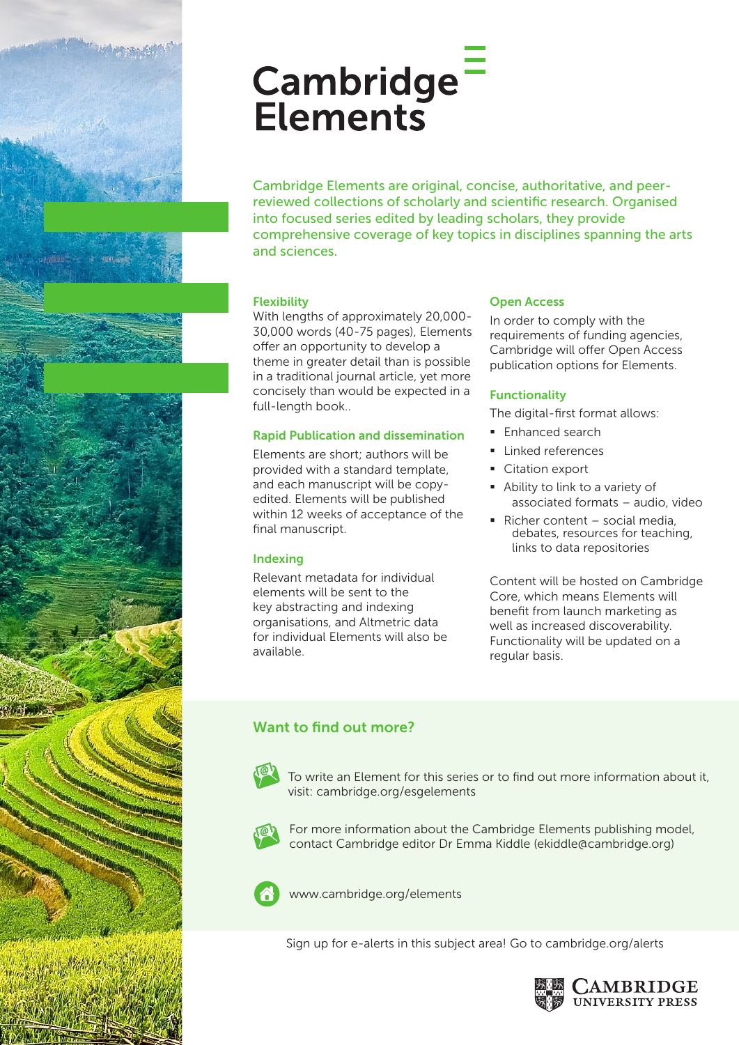# Cambridge Elements

Cambridge Elements are original, concise, authoritative, and peer-reviewed collections of scholarly and scientific research. Organised into focused series edited by leading scholars, they provide comprehensive coverage of key topics in disciplines spanning the arts and sciences.

### Flexibility

With lengths of approximately 20,000-30,000 words (40-75 pages), Elements offer an opportunity to develop a theme in greater detail than is possible in a traditional journal article, yet more concisely than would be expected in a full-length book..

### Rapid Publication and dissemination

Elements are short; authors will be provided with a standard template, and each manuscript will be copy-edited. Elements will be published within 12 weeks of acceptance of the final manuscript.

### Indexing

Relevant metadata for individual elements will be sent to the key abstracting and indexing organisations, and Altmetric data for individual Elements will also be available.

### Open Access

In order to comply with the requirements of funding agencies, Cambridge will offer Open Access publication options for Elements.

### Functionality

The digital-first format allows:

- Enhanced search
- Linked references
- Citation export
- Ability to link to a variety of associated formats – audio, video
- Richer content – social media, debates, resources for teaching, links to data repositories

Content will be hosted on Cambridge Core, which means Elements will benefit from launch marketing as well as increased discoverability. Functionality will be updated on a regular basis.

## Want to find out more?

To write an Element for this series or to find out more information about it, visit: cambridge.org/esgelements

For more information about the Cambridge Elements publishing model, contact Cambridge editor Dr Emma Kiddle (ekiddle@cambridge.org)

www.cambridge.org/elements

Sign up for e-alerts in this subject area! Go to cambridge.org/alerts

CAMBRIDGE UNIVERSITY PRESS